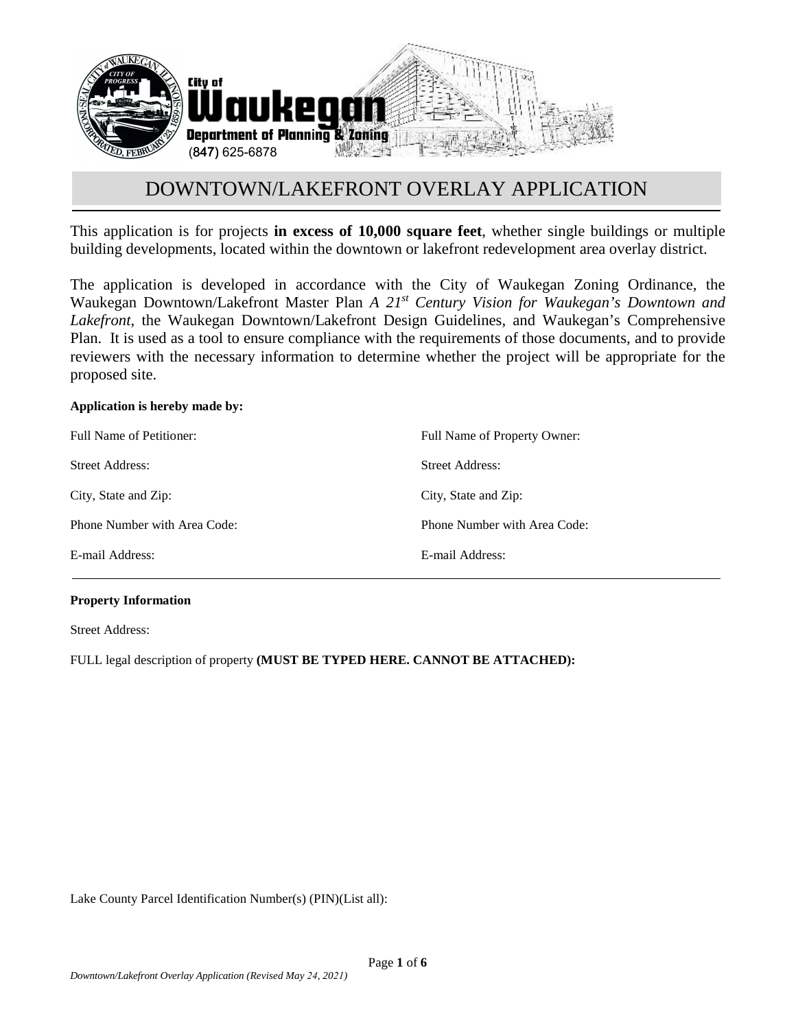City of Waukegan
Department of Planning & Zoning
(847) 625-6878

# DOWNTOWN/LAKEFRONT OVERLAY APPLICATION

This application is for projects **in excess of 10,000 square feet**, whether single buildings or multiple building developments, located within the downtown or lakefront redevelopment area overlay district.

The application is developed in accordance with the City of Waukegan Zoning Ordinance, the Waukegan Downtown/Lakefront Master Plan *A 21st Century Vision for Waukegan's Downtown and Lakefront*, the Waukegan Downtown/Lakefront Design Guidelines, and Waukegan's Comprehensive Plan. It is used as a tool to ensure compliance with the requirements of those documents, and to provide reviewers with the necessary information to determine whether the project will be appropriate for the proposed site.

**Application is hereby made by:**

Full Name of Petitioner:

Street Address:

City, State and Zip:

Phone Number with Area Code:

E-mail Address:

Full Name of Property Owner:

Street Address:

City, State and Zip:

Phone Number with Area Code:

E-mail Address:

---

**Property Information**

Street Address:

FULL legal description of property **(MUST BE TYPED HERE. CANNOT BE ATTACHED):**

Lake County Parcel Identification Number(s) (PIN)(List all):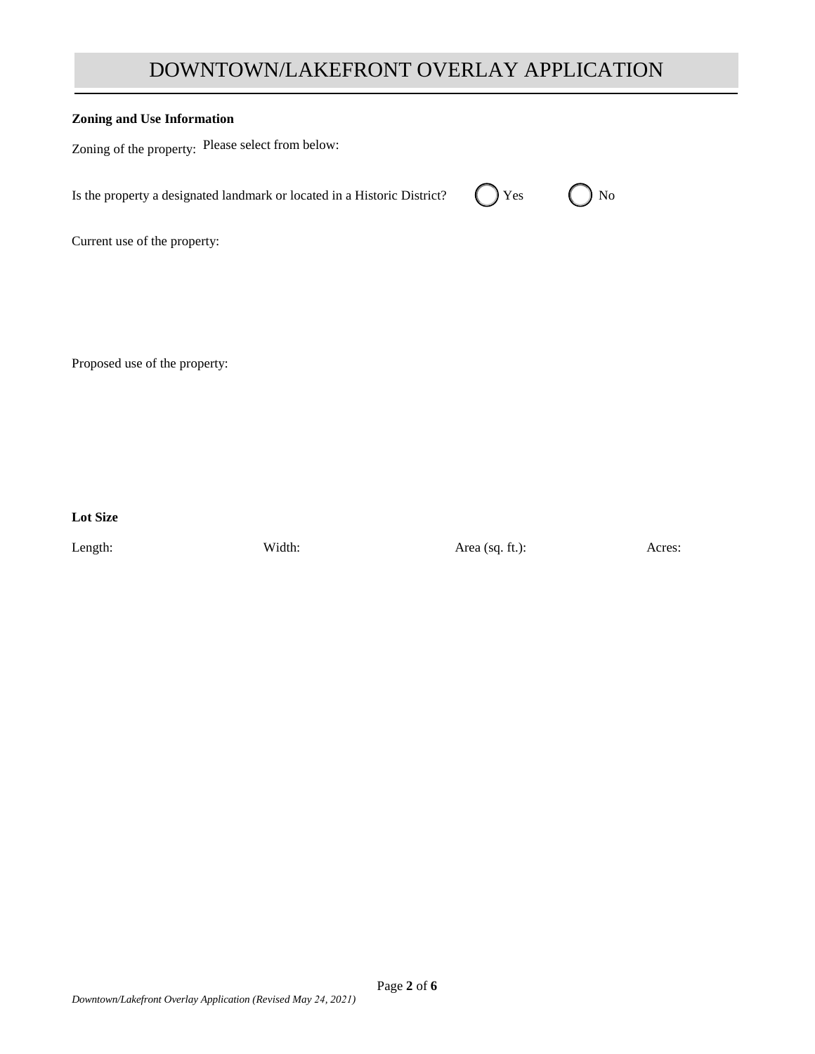# DOWNTOWN/LAKEFRONT OVERLAY APPLICATION

**Zoning and Use Information**

Zoning of the property: Please select from below:

Is the property a designated landmark or located in a Historic District? ◯ Yes ◯ No

Current use of the property:

Proposed use of the property:

**Lot Size**

Length: Width: Area (sq. ft.): Acres:

*Downtown/Lakefront Overlay Application (Revised May 24, 2021)*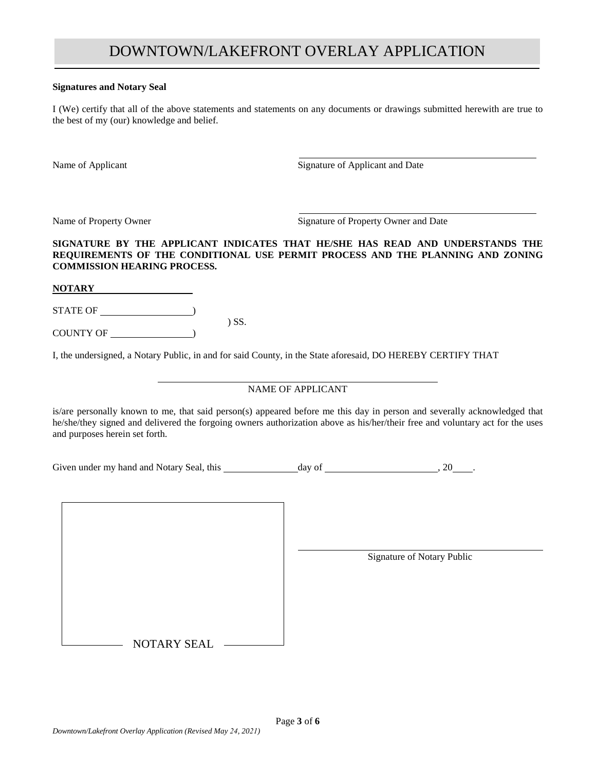# DOWNTOWN/LAKEFRONT OVERLAY APPLICATION

**Signatures and Notary Seal**

I (We) certify that all of the above statements and statements on any documents or drawings submitted herewith are true to the best of my (our) knowledge and belief.

Name of Applicant ______________________________ Signature of Applicant and Date

Name of Property Owner ______________________________ Signature of Property Owner and Date

**SIGNATURE BY THE APPLICANT INDICATES THAT HE/SHE HAS READ AND UNDERSTANDS THE REQUIREMENTS OF THE CONDITIONAL USE PERMIT PROCESS AND THE PLANNING AND ZONING COMMISSION HEARING PROCESS.**

**NOTARY**

STATE OF ________________)
) SS.
COUNTY OF ______________)

I, the undersigned, a Notary Public, in and for said County, in the State aforesaid, DO HEREBY CERTIFY THAT

______________________________
NAME OF APPLICANT

is/are personally known to me, that said person(s) appeared before me this day in person and severally acknowledged that he/she/they signed and delivered the forgoing owners authorization above as his/her/their free and voluntary act for the uses and purposes herein set forth.

Given under my hand and Notary Seal, this ____________ day of ____________________, 20____.

NOTARY SEAL

______________________________
Signature of Notary Public

*Downtown/Lakefront Overlay Application (Revised May 24, 2021)*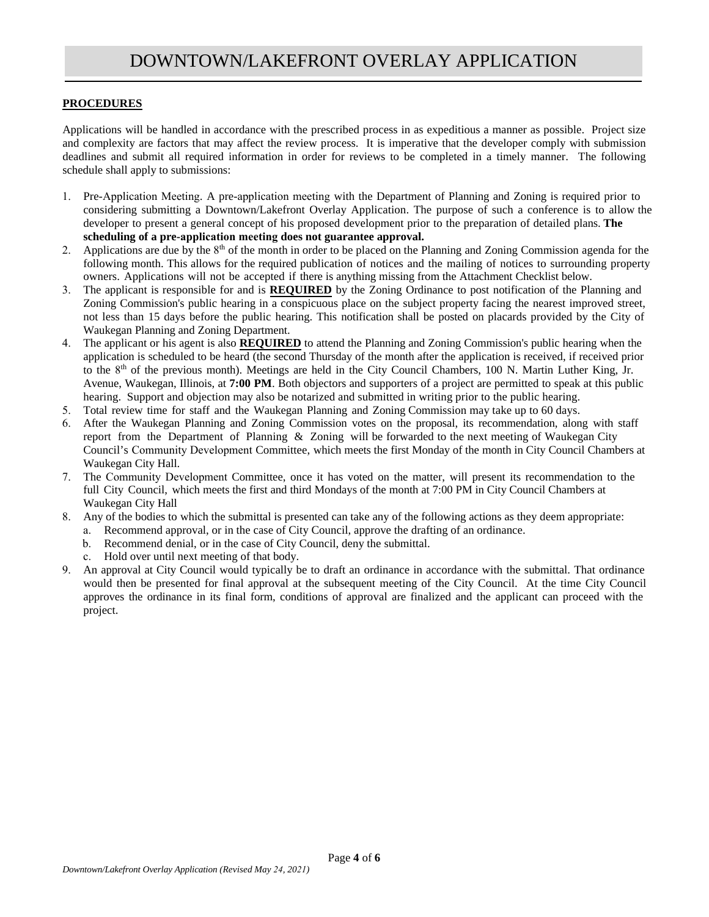# DOWNTOWN/LAKEFRONT OVERLAY APPLICATION

## PROCEDURES

Applications will be handled in accordance with the prescribed process in as expeditious a manner as possible. Project size and complexity are factors that may affect the review process. It is imperative that the developer comply with submission deadlines and submit all required information in order for reviews to be completed in a timely manner. The following schedule shall apply to submissions:

1. Pre-Application Meeting. A pre-application meeting with the Department of Planning and Zoning is required prior to considering submitting a Downtown/Lakefront Overlay Application. The purpose of such a conference is to allow the developer to present a general concept of his proposed development prior to the preparation of detailed plans. **The scheduling of a pre-application meeting does not guarantee approval.**
2. Applications are due by the 8th of the month in order to be placed on the Planning and Zoning Commission agenda for the following month. This allows for the required publication of notices and the mailing of notices to surrounding property owners. Applications will not be accepted if there is anything missing from the Attachment Checklist below.
3. The applicant is responsible for and is **REQUIRED** by the Zoning Ordinance to post notification of the Planning and Zoning Commission's public hearing in a conspicuous place on the subject property facing the nearest improved street, not less than 15 days before the public hearing. This notification shall be posted on placards provided by the City of Waukegan Planning and Zoning Department.
4. The applicant or his agent is also **REQUIRED** to attend the Planning and Zoning Commission's public hearing when the application is scheduled to be heard (the second Thursday of the month after the application is received, if received prior to the 8th of the previous month). Meetings are held in the City Council Chambers, 100 N. Martin Luther King, Jr. Avenue, Waukegan, Illinois, at **7:00 PM**. Both objectors and supporters of a project are permitted to speak at this public hearing. Support and objection may also be notarized and submitted in writing prior to the public hearing.
5. Total review time for staff and the Waukegan Planning and Zoning Commission may take up to 60 days.
6. After the Waukegan Planning and Zoning Commission votes on the proposal, its recommendation, along with staff report from the Department of Planning & Zoning will be forwarded to the next meeting of Waukegan City Council's Community Development Committee, which meets the first Monday of the month in City Council Chambers at Waukegan City Hall.
7. The Community Development Committee, once it has voted on the matter, will present its recommendation to the full City Council, which meets the first and third Mondays of the month at 7:00 PM in City Council Chambers at Waukegan City Hall
8. Any of the bodies to which the submittal is presented can take any of the following actions as they deem appropriate:
   a. Recommend approval, or in the case of City Council, approve the drafting of an ordinance.
   b. Recommend denial, or in the case of City Council, deny the submittal.
   c. Hold over until next meeting of that body.
9. An approval at City Council would typically be to draft an ordinance in accordance with the submittal. That ordinance would then be presented for final approval at the subsequent meeting of the City Council. At the time City Council approves the ordinance in its final form, conditions of approval are finalized and the applicant can proceed with the project.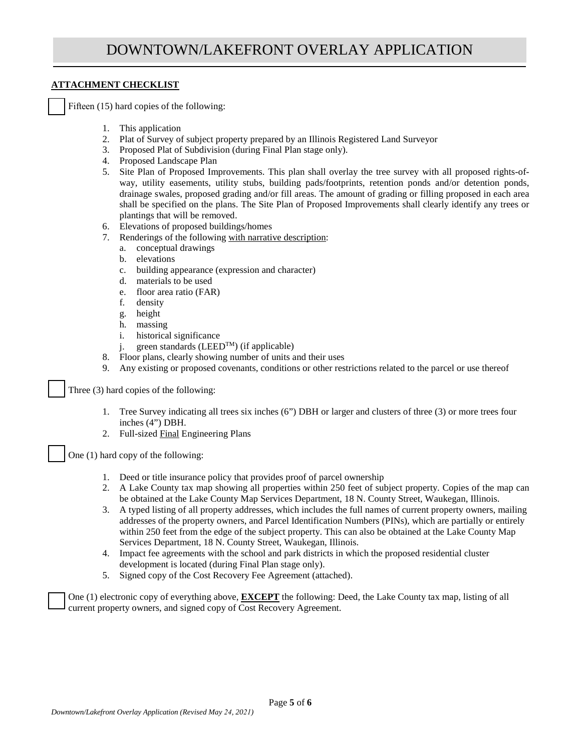# DOWNTOWN/LAKEFRONT OVERLAY APPLICATION

**ATTACHMENT CHECKLIST**

☐ Fifteen (15) hard copies of the following:

1. This application
2. Plat of Survey of subject property prepared by an Illinois Registered Land Surveyor
3. Proposed Plat of Subdivision (during Final Plan stage only).
4. Proposed Landscape Plan
5. Site Plan of Proposed Improvements. This plan shall overlay the tree survey with all proposed rights-of-way, utility easements, utility stubs, building pads/footprints, retention ponds and/or detention ponds, drainage swales, proposed grading and/or fill areas. The amount of grading or filling proposed in each area shall be specified on the plans. The Site Plan of Proposed Improvements shall clearly identify any trees or plantings that will be removed.
6. Elevations of proposed buildings/homes
7. Renderings of the following with narrative description:
   a. conceptual drawings
   b. elevations
   c. building appearance (expression and character)
   d. materials to be used
   e. floor area ratio (FAR)
   f. density
   g. height
   h. massing
   i. historical significance
   j. green standards (LEED™) (if applicable)
8. Floor plans, clearly showing number of units and their uses
9. Any existing or proposed covenants, conditions or other restrictions related to the parcel or use thereof

☐ Three (3) hard copies of the following:

1. Tree Survey indicating all trees six inches (6") DBH or larger and clusters of three (3) or more trees four inches (4") DBH.
2. Full-sized Final Engineering Plans

☐ One (1) hard copy of the following:

1. Deed or title insurance policy that provides proof of parcel ownership
2. A Lake County tax map showing all properties within 250 feet of subject property. Copies of the map can be obtained at the Lake County Map Services Department, 18 N. County Street, Waukegan, Illinois.
3. A typed listing of all property addresses, which includes the full names of current property owners, mailing addresses of the property owners, and Parcel Identification Numbers (PINs), which are partially or entirely within 250 feet from the edge of the subject property. This can also be obtained at the Lake County Map Services Department, 18 N. County Street, Waukegan, Illinois.
4. Impact fee agreements with the school and park districts in which the proposed residential cluster development is located (during Final Plan stage only).
5. Signed copy of the Cost Recovery Fee Agreement (attached).

☐ One (1) electronic copy of everything above, **EXCEPT** the following: Deed, the Lake County tax map, listing of all current property owners, and signed copy of Cost Recovery Agreement.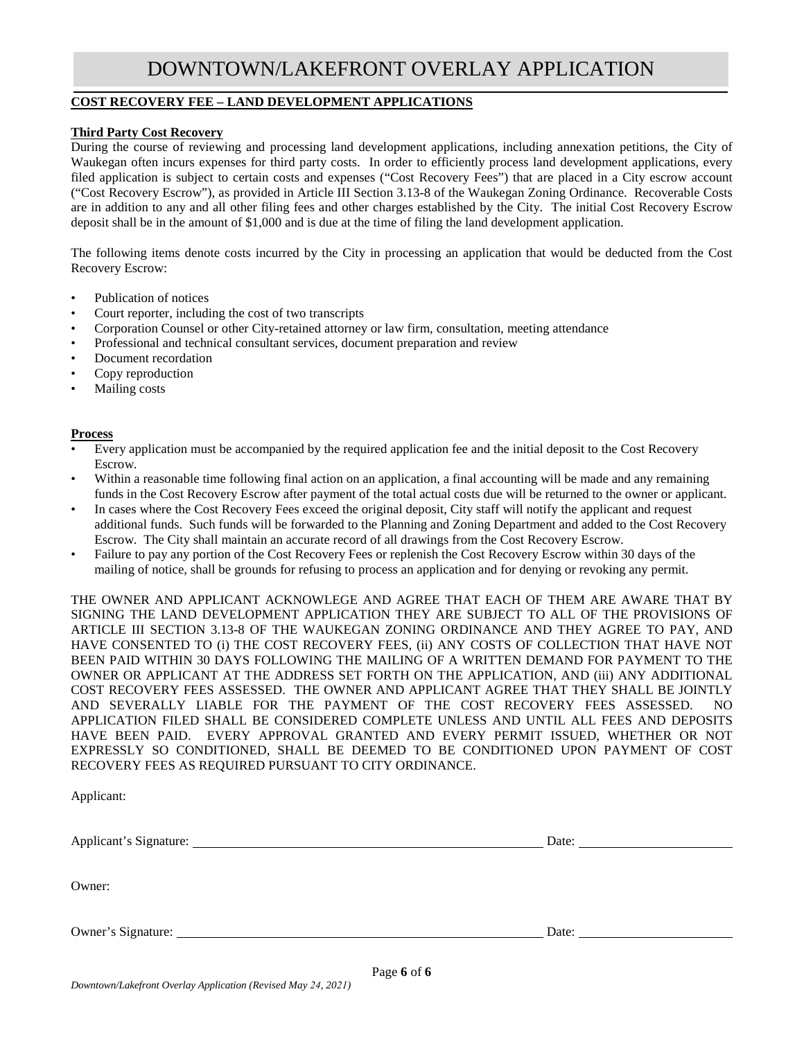// DOWNTOWN/LAKEFRONT OVERLAY APPLICATION

## COST RECOVERY FEE – LAND DEVELOPMENT APPLICATIONS

### Third Party Cost Recovery

During the course of reviewing and processing land development applications, including annexation petitions, the City of Waukegan often incurs expenses for third party costs. In order to efficiently process land development applications, every filed application is subject to certain costs and expenses ("Cost Recovery Fees") that are placed in a City escrow account ("Cost Recovery Escrow"), as provided in Article III Section 3.13-8 of the Waukegan Zoning Ordinance. Recoverable Costs are in addition to any and all other filing fees and other charges established by the City. The initial Cost Recovery Escrow deposit shall be in the amount of $1,000 and is due at the time of filing the land development application.

The following items denote costs incurred by the City in processing an application that would be deducted from the Cost Recovery Escrow:

- Publication of notices
- Court reporter, including the cost of two transcripts
- Corporation Counsel or other City-retained attorney or law firm, consultation, meeting attendance
- Professional and technical consultant services, document preparation and review
- Document recordation
- Copy reproduction
- Mailing costs

### Process

- Every application must be accompanied by the required application fee and the initial deposit to the Cost Recovery Escrow.
- Within a reasonable time following final action on an application, a final accounting will be made and any remaining funds in the Cost Recovery Escrow after payment of the total actual costs due will be returned to the owner or applicant.
- In cases where the Cost Recovery Fees exceed the original deposit, City staff will notify the applicant and request additional funds. Such funds will be forwarded to the Planning and Zoning Department and added to the Cost Recovery Escrow. The City shall maintain an accurate record of all drawings from the Cost Recovery Escrow.
- Failure to pay any portion of the Cost Recovery Fees or replenish the Cost Recovery Escrow within 30 days of the mailing of notice, shall be grounds for refusing to process an application and for denying or revoking any permit.

THE OWNER AND APPLICANT ACKNOWLEGE AND AGREE THAT EACH OF THEM ARE AWARE THAT BY SIGNING THE LAND DEVELOPMENT APPLICATION THEY ARE SUBJECT TO ALL OF THE PROVISIONS OF ARTICLE III SECTION 3.13-8 OF THE WAUKEGAN ZONING ORDINANCE AND THEY AGREE TO PAY, AND HAVE CONSENTED TO (i) THE COST RECOVERY FEES, (ii) ANY COSTS OF COLLECTION THAT HAVE NOT BEEN PAID WITHIN 30 DAYS FOLLOWING THE MAILING OF A WRITTEN DEMAND FOR PAYMENT TO THE OWNER OR APPLICANT AT THE ADDRESS SET FORTH ON THE APPLICATION, AND (iii) ANY ADDITIONAL COST RECOVERY FEES ASSESSED. THE OWNER AND APPLICANT AGREE THAT THEY SHALL BE JOINTLY AND SEVERALLY LIABLE FOR THE PAYMENT OF THE COST RECOVERY FEES ASSESSED. NO APPLICATION FILED SHALL BE CONSIDERED COMPLETE UNLESS AND UNTIL ALL FEES AND DEPOSITS HAVE BEEN PAID. EVERY APPROVAL GRANTED AND EVERY PERMIT ISSUED, WHETHER OR NOT EXPRESSLY SO CONDITIONED, SHALL BE DEEMED TO BE CONDITIONED UPON PAYMENT OF COST RECOVERY FEES AS REQUIRED PURSUANT TO CITY ORDINANCE.

Applicant:

Applicant's Signature: ______________________________ Date: ______________

Owner:

Owner's Signature: ______________________________ Date: ______________